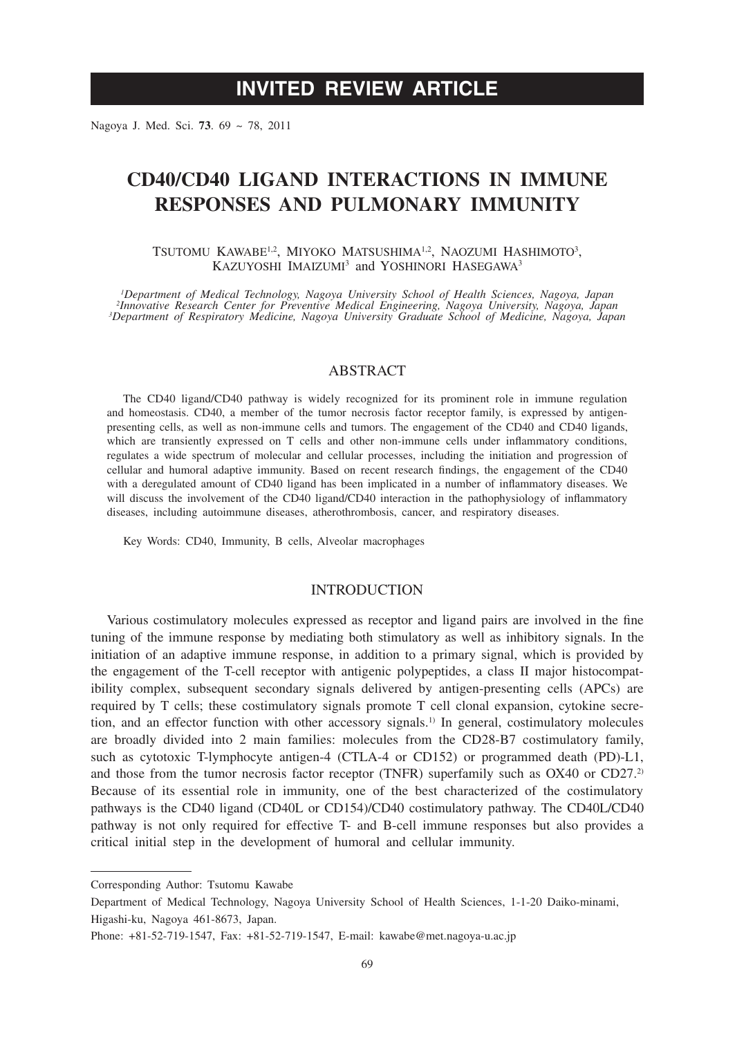# INVITED REVIEW ARTICLE

# CD40/CD40 LIGAND INTERACTIONS IN IMMUNE RESPONSES AND PULMONARY IMMUNITY

Tsutomu Kawabe[1,2], Miyoko Matsushima[1,2], Naozumi Hashimoto[3], Kazuyoshi Imaizumi[3] and Yoshinori Hasegawa[3]

[1]*Department of Medical Technology, Nagoya University School of Health Sciences, Nagoya, Japan*
[2]*Innovative Research Center for Preventive Medical Engineering, Nagoya University, Nagoya, Japan*
[3]*Department of Respiratory Medicine, Nagoya University Graduate School of Medicine, Nagoya, Japan*

## ABSTRACT

The CD40 ligand/CD40 pathway is widely recognized for its prominent role in immune regulation and homeostasis. CD40, a member of the tumor necrosis factor receptor family, is expressed by antigen-presenting cells, as well as non-immune cells and tumors. The engagement of the CD40 and CD40 ligands, which are transiently expressed on T cells and other non-immune cells under inflammatory conditions, regulates a wide spectrum of molecular and cellular processes, including the initiation and progression of cellular and humoral adaptive immunity. Based on recent research findings, the engagement of the CD40 with a deregulated amount of CD40 ligand has been implicated in a number of inflammatory diseases. We will discuss the involvement of the CD40 ligand/CD40 interaction in the pathophysiology of inflammatory diseases, including autoimmune diseases, atherothrombosis, cancer, and respiratory diseases.

Key Words: CD40, Immunity, B cells, Alveolar macrophages

## INTRODUCTION

Various costimulatory molecules expressed as receptor and ligand pairs are involved in the fine tuning of the immune response by mediating both stimulatory as well as inhibitory signals. In the initiation of an adaptive immune response, in addition to a primary signal, which is provided by the engagement of the T-cell receptor with antigenic polypeptides, a class II major histocompatibility complex, subsequent secondary signals delivered by antigen-presenting cells (APCs) are required by T cells; these costimulatory signals promote T cell clonal expansion, cytokine secretion, and an effector function with other accessory signals.[1)] In general, costimulatory molecules are broadly divided into 2 main families: molecules from the CD28-B7 costimulatory family, such as cytotoxic T-lymphocyte antigen-4 (CTLA-4 or CD152) or programmed death (PD)-L1, and those from the tumor necrosis factor receptor (TNFR) superfamily such as OX40 or CD27.[2)] Because of its essential role in immunity, one of the best characterized of the costimulatory pathways is the CD40 ligand (CD40L or CD154)/CD40 costimulatory pathway. The CD40L/CD40 pathway is not only required for effective T- and B-cell immune responses but also provides a critical initial step in the development of humoral and cellular immunity.

---

Corresponding Author: Tsutomu Kawabe

Department of Medical Technology, Nagoya University School of Health Sciences, 1-1-20 Daiko-minami, Higashi-ku, Nagoya 461-8673, Japan.

Phone: +81-52-719-1547, Fax: +81-52-719-1547, E-mail: kawabe@met.nagoya-u.ac.jp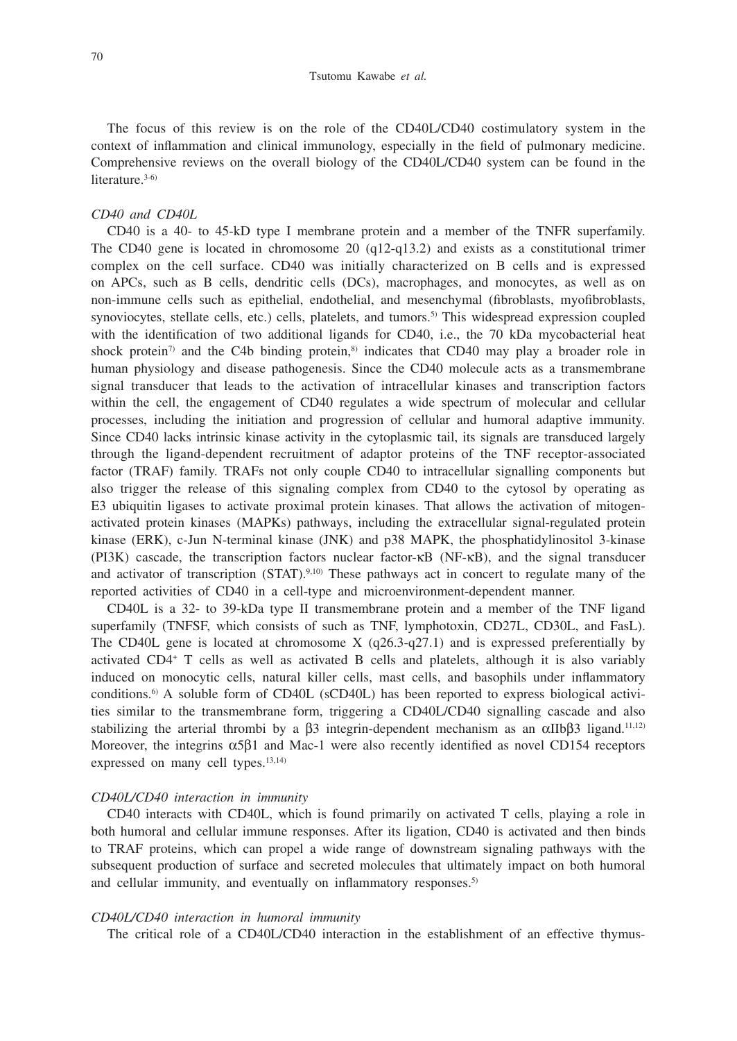The focus of this review is on the role of the CD40L/CD40 costimulatory system in the context of inflammation and clinical immunology, especially in the field of pulmonary medicine. Comprehensive reviews on the overall biology of the CD40L/CD40 system can be found in the literature.[3-6]

*CD40 and CD40L*

CD40 is a 40- to 45-kD type I membrane protein and a member of the TNFR superfamily. The CD40 gene is located in chromosome 20 (q12-q13.2) and exists as a constitutional trimer complex on the cell surface. CD40 was initially characterized on B cells and is expressed on APCs, such as B cells, dendritic cells (DCs), macrophages, and monocytes, as well as on non-immune cells such as epithelial, endothelial, and mesenchymal (fibroblasts, myofibroblasts, synoviocytes, stellate cells, etc.) cells, platelets, and tumors.[5] This widespread expression coupled with the identification of two additional ligands for CD40, i.e., the 70 kDa mycobacterial heat shock protein[7] and the C4b binding protein,[8] indicates that CD40 may play a broader role in human physiology and disease pathogenesis. Since the CD40 molecule acts as a transmembrane signal transducer that leads to the activation of intracellular kinases and transcription factors within the cell, the engagement of CD40 regulates a wide spectrum of molecular and cellular processes, including the initiation and progression of cellular and humoral adaptive immunity. Since CD40 lacks intrinsic kinase activity in the cytoplasmic tail, its signals are transduced largely through the ligand-dependent recruitment of adaptor proteins of the TNF receptor-associated factor (TRAF) family. TRAFs not only couple CD40 to intracellular signalling components but also trigger the release of this signaling complex from CD40 to the cytosol by operating as E3 ubiquitin ligases to activate proximal protein kinases. That allows the activation of mitogen-activated protein kinases (MAPKs) pathways, including the extracellular signal-regulated protein kinase (ERK), c-Jun N-terminal kinase (JNK) and p38 MAPK, the phosphatidylinositol 3-kinase (PI3K) cascade, the transcription factors nuclear factor-κB (NF-κB), and the signal transducer and activator of transcription (STAT).[9,10] These pathways act in concert to regulate many of the reported activities of CD40 in a cell-type and microenvironment-dependent manner.

CD40L is a 32- to 39-kDa type II transmembrane protein and a member of the TNF ligand superfamily (TNFSF, which consists of such as TNF, lymphotoxin, CD27L, CD30L, and FasL). The CD40L gene is located at chromosome X (q26.3-q27.1) and is expressed preferentially by activated $CD4^+$ T cells as well as activated B cells and platelets, although it is also variably induced on monocytic cells, natural killer cells, mast cells, and basophils under inflammatory conditions.[6] A soluble form of CD40L (sCD40L) has been reported to express biological activities similar to the transmembrane form, triggering a CD40L/CD40 signalling cascade and also stabilizing the arterial thrombi by a β3 integrin-dependent mechanism as an αIIbβ3 ligand.[11,12] Moreover, the integrins α5β1 and Mac-1 were also recently identified as novel CD154 receptors expressed on many cell types.[13,14]

*CD40L/CD40 interaction in immunity*

CD40 interacts with CD40L, which is found primarily on activated T cells, playing a role in both humoral and cellular immune responses. After its ligation, CD40 is activated and then binds to TRAF proteins, which can propel a wide range of downstream signaling pathways with the subsequent production of surface and secreted molecules that ultimately impact on both humoral and cellular immunity, and eventually on inflammatory responses.[5]

*CD40L/CD40 interaction in humoral immunity*

The critical role of a CD40L/CD40 interaction in the establishment of an effective thymus-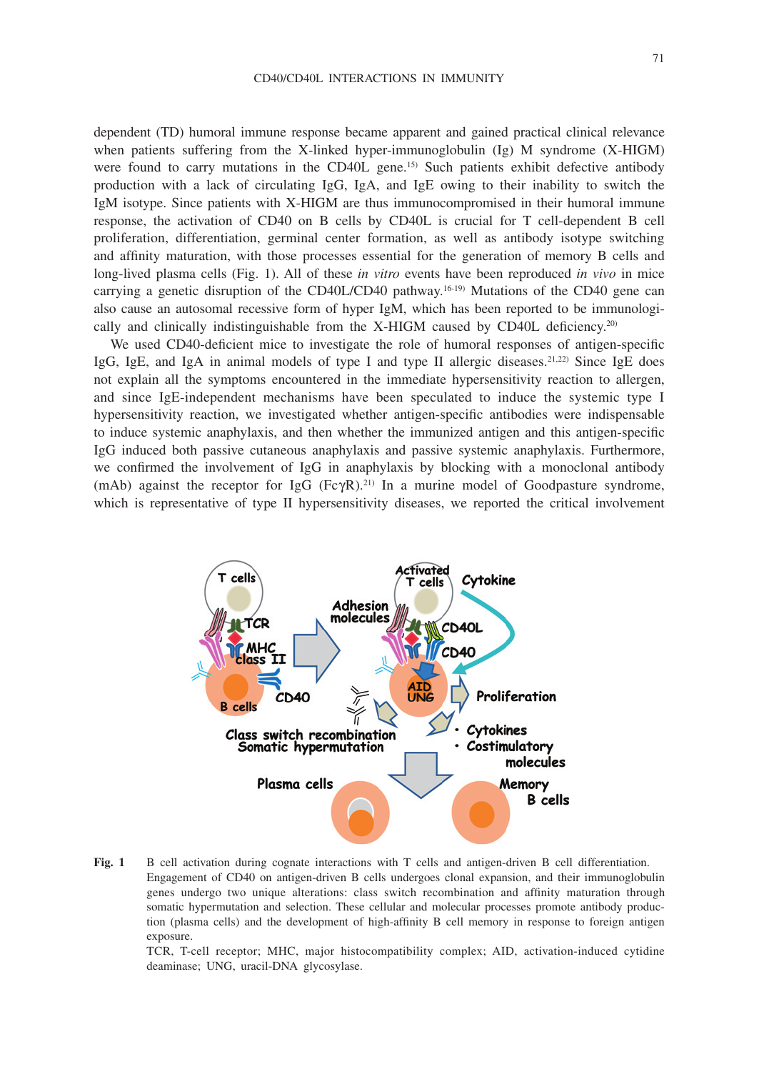dependent (TD) humoral immune response became apparent and gained practical clinical relevance when patients suffering from the X-linked hyper-immunoglobulin (Ig) M syndrome (X-HIGM) were found to carry mutations in the CD40L gene.[15] Such patients exhibit defective antibody production with a lack of circulating IgG, IgA, and IgE owing to their inability to switch the IgM isotype. Since patients with X-HIGM are thus immunocompromised in their humoral immune response, the activation of CD40 on B cells by CD40L is crucial for T cell-dependent B cell proliferation, differentiation, germinal center formation, as well as antibody isotype switching and affinity maturation, with those processes essential for the generation of memory B cells and long-lived plasma cells (Fig. 1). All of these *in vitro* events have been reproduced *in vivo* in mice carrying a genetic disruption of the CD40L/CD40 pathway.[16-19] Mutations of the CD40 gene can also cause an autosomal recessive form of hyper IgM, which has been reported to be immunologically and clinically indistinguishable from the X-HIGM caused by CD40L deficiency.[20]

We used CD40-deficient mice to investigate the role of humoral responses of antigen-specific IgG, IgE, and IgA in animal models of type I and type II allergic diseases.[21,22] Since IgE does not explain all the symptoms encountered in the immediate hypersensitivity reaction to allergen, and since IgE-independent mechanisms have been speculated to induce the systemic type I hypersensitivity reaction, we investigated whether antigen-specific antibodies were indispensable to induce systemic anaphylaxis, and then whether the immunized antigen and this antigen-specific IgG induced both passive cutaneous anaphylaxis and passive systemic anaphylaxis. Furthermore, we confirmed the involvement of IgG in anaphylaxis by blocking with a monoclonal antibody (mAb) against the receptor for IgG (FcγR).[21] In a murine model of Goodpasture syndrome, which is representative of type II hypersensitivity diseases, we reported the critical involvement

**Fig. 1** B cell activation during cognate interactions with T cells and antigen-driven B cell differentiation. Engagement of CD40 on antigen-driven B cells undergoes clonal expansion, and their immunoglobulin genes undergo two unique alterations: class switch recombination and affinity maturation through somatic hypermutation and selection. These cellular and molecular processes promote antibody production (plasma cells) and the development of high-affinity B cell memory in response to foreign antigen exposure.

TCR, T-cell receptor; MHC, major histocompatibility complex; AID, activation-induced cytidine deaminase; UNG, uracil-DNA glycosylase.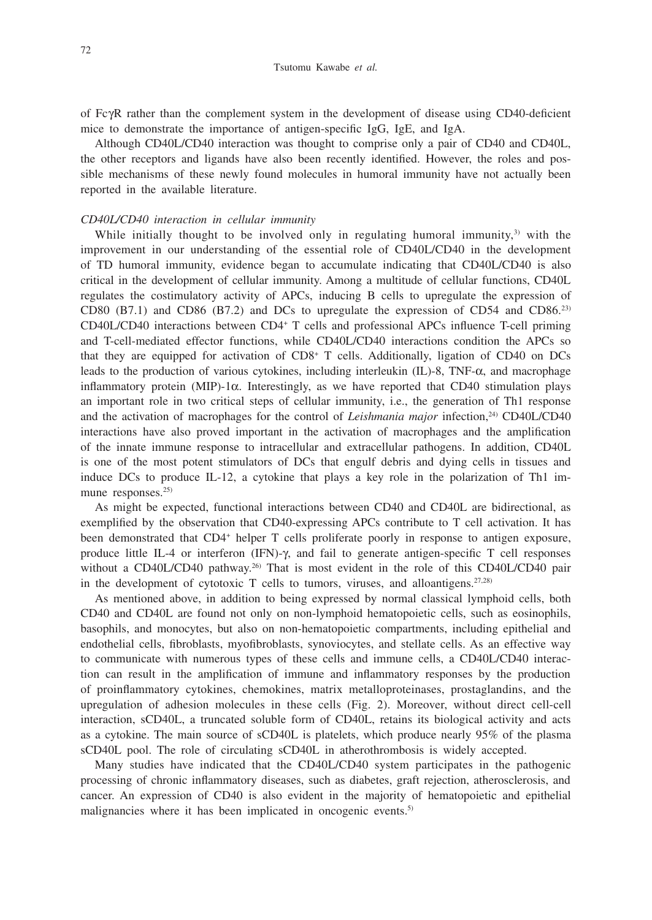of FcγR rather than the complement system in the development of disease using CD40-deficient mice to demonstrate the importance of antigen-specific IgG, IgE, and IgA.

Although CD40L/CD40 interaction was thought to comprise only a pair of CD40 and CD40L, the other receptors and ligands have also been recently identified. However, the roles and possible mechanisms of these newly found molecules in humoral immunity have not actually been reported in the available literature.

*CD40L/CD40 interaction in cellular immunity*

While initially thought to be involved only in regulating humoral immunity,[3] with the improvement in our understanding of the essential role of CD40L/CD40 in the development of TD humoral immunity, evidence began to accumulate indicating that CD40L/CD40 is also critical in the development of cellular immunity. Among a multitude of cellular functions, CD40L regulates the costimulatory activity of APCs, inducing B cells to upregulate the expression of CD80 (B7.1) and CD86 (B7.2) and DCs to upregulate the expression of CD54 and CD86.[23] CD40L/CD40 interactions between $CD4^+$ T cells and professional APCs influence T-cell priming and T-cell-mediated effector functions, while CD40L/CD40 interactions condition the APCs so that they are equipped for activation of $CD8^+$ T cells. Additionally, ligation of CD40 on DCs leads to the production of various cytokines, including interleukin (IL)-8, TNF-α, and macrophage inflammatory protein (MIP)-1α. Interestingly, as we have reported that CD40 stimulation plays an important role in two critical steps of cellular immunity, i.e., the generation of Th1 response and the activation of macrophages for the control of *Leishmania major* infection,[24] CD40L/CD40 interactions have also proved important in the activation of macrophages and the amplification of the innate immune response to intracellular and extracellular pathogens. In addition, CD40L is one of the most potent stimulators of DCs that engulf debris and dying cells in tissues and induce DCs to produce IL-12, a cytokine that plays a key role in the polarization of Th1 immune responses.[25]

As might be expected, functional interactions between CD40 and CD40L are bidirectional, as exemplified by the observation that CD40-expressing APCs contribute to T cell activation. It has been demonstrated that $CD4^+$ helper T cells proliferate poorly in response to antigen exposure, produce little IL-4 or interferon (IFN)-γ, and fail to generate antigen-specific T cell responses without a CD40L/CD40 pathway.[26] That is most evident in the role of this CD40L/CD40 pair in the development of cytotoxic T cells to tumors, viruses, and alloantigens.[27,28]

As mentioned above, in addition to being expressed by normal classical lymphoid cells, both CD40 and CD40L are found not only on non-lymphoid hematopoietic cells, such as eosinophils, basophils, and monocytes, but also on non-hematopoietic compartments, including epithelial and endothelial cells, fibroblasts, myofibroblasts, synoviocytes, and stellate cells. As an effective way to communicate with numerous types of these cells and immune cells, a CD40L/CD40 interaction can result in the amplification of immune and inflammatory responses by the production of proinflammatory cytokines, chemokines, matrix metalloproteinases, prostaglandins, and the upregulation of adhesion molecules in these cells (Fig. 2). Moreover, without direct cell-cell interaction, sCD40L, a truncated soluble form of CD40L, retains its biological activity and acts as a cytokine. The main source of sCD40L is platelets, which produce nearly 95% of the plasma sCD40L pool. The role of circulating sCD40L in atherothrombosis is widely accepted.

Many studies have indicated that the CD40L/CD40 system participates in the pathogenic processing of chronic inflammatory diseases, such as diabetes, graft rejection, atherosclerosis, and cancer. An expression of CD40 is also evident in the majority of hematopoietic and epithelial malignancies where it has been implicated in oncogenic events.[5]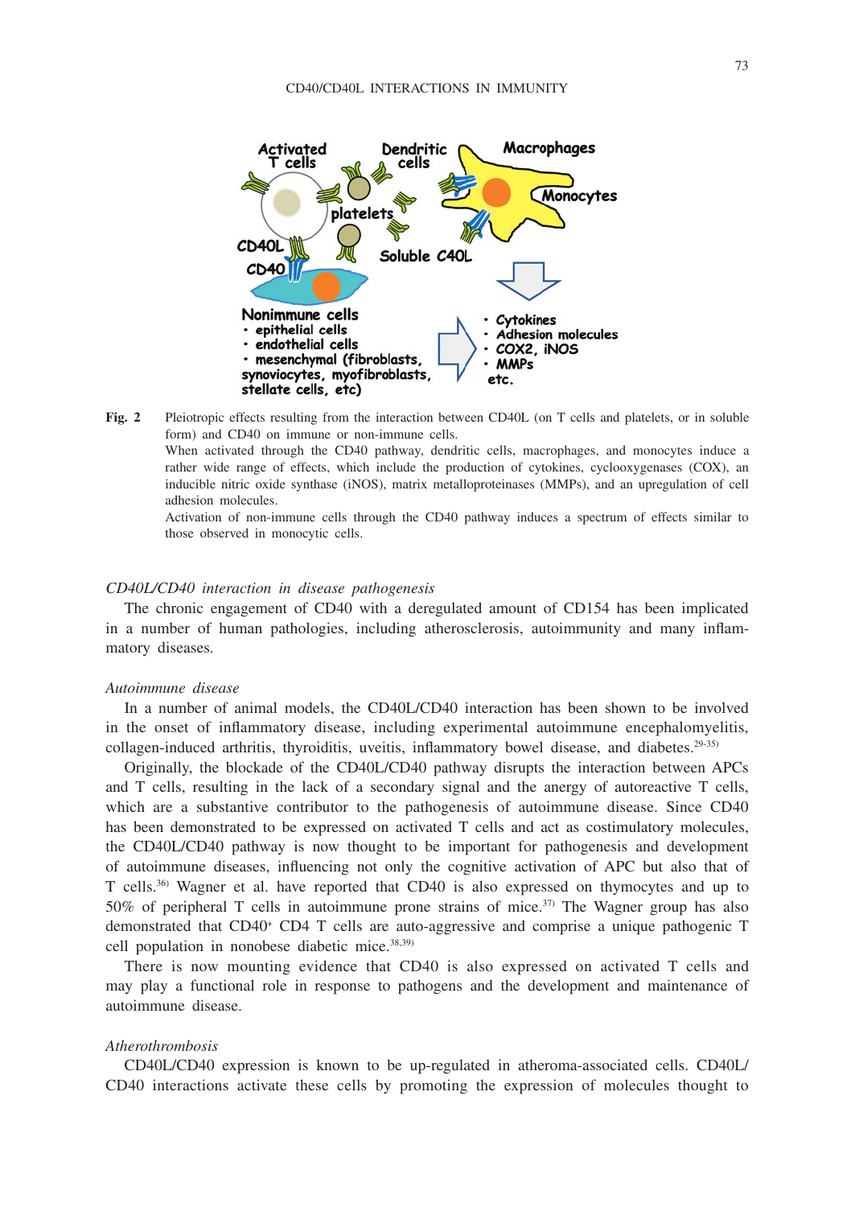Fig. 2 Pleiotropic effects resulting from the interaction between CD40L (on T cells and platelets, or in soluble form) and CD40 on immune or non-immune cells.
When activated through the CD40 pathway, dendritic cells, macrophages, and monocytes induce a rather wide range of effects, which include the production of cytokines, cyclooxygenases (COX), an inducible nitric oxide synthase (iNOS), matrix metalloproteinases (MMPs), and an upregulation of cell adhesion molecules.
Activation of non-immune cells through the CD40 pathway induces a spectrum of effects similar to those observed in monocytic cells.

*CD40L/CD40 interaction in disease pathogenesis*

The chronic engagement of CD40 with a deregulated amount of CD154 has been implicated in a number of human pathologies, including atherosclerosis, autoimmunity and many inflammatory diseases.

*Autoimmune disease*

In a number of animal models, the CD40L/CD40 interaction has been shown to be involved in the onset of inflammatory disease, including experimental autoimmune encephalomyelitis, collagen-induced arthritis, thyroiditis, uveitis, inflammatory bowel disease, and diabetes.[29-35]

Originally, the blockade of the CD40L/CD40 pathway disrupts the interaction between APCs and T cells, resulting in the lack of a secondary signal and the anergy of autoreactive T cells, which are a substantive contributor to the pathogenesis of autoimmune disease. Since CD40 has been demonstrated to be expressed on activated T cells and act as costimulatory molecules, the CD40L/CD40 pathway is now thought to be important for pathogenesis and development of autoimmune diseases, influencing not only the cognitive activation of APC but also that of T cells.[36] Wagner et al. have reported that CD40 is also expressed on thymocytes and up to 50% of peripheral T cells in autoimmune prone strains of mice.[37] The Wagner group has also demonstrated that $CD40^{+}$ CD4 T cells are auto-aggressive and comprise a unique pathogenic T cell population in nonobese diabetic mice.[38,39]

There is now mounting evidence that CD40 is also expressed on activated T cells and may play a functional role in response to pathogens and the development and maintenance of autoimmune disease.

*Atherothrombosis*

CD40L/CD40 expression is known to be up-regulated in atheroma-associated cells. CD40L/CD40 interactions activate these cells by promoting the expression of molecules thought to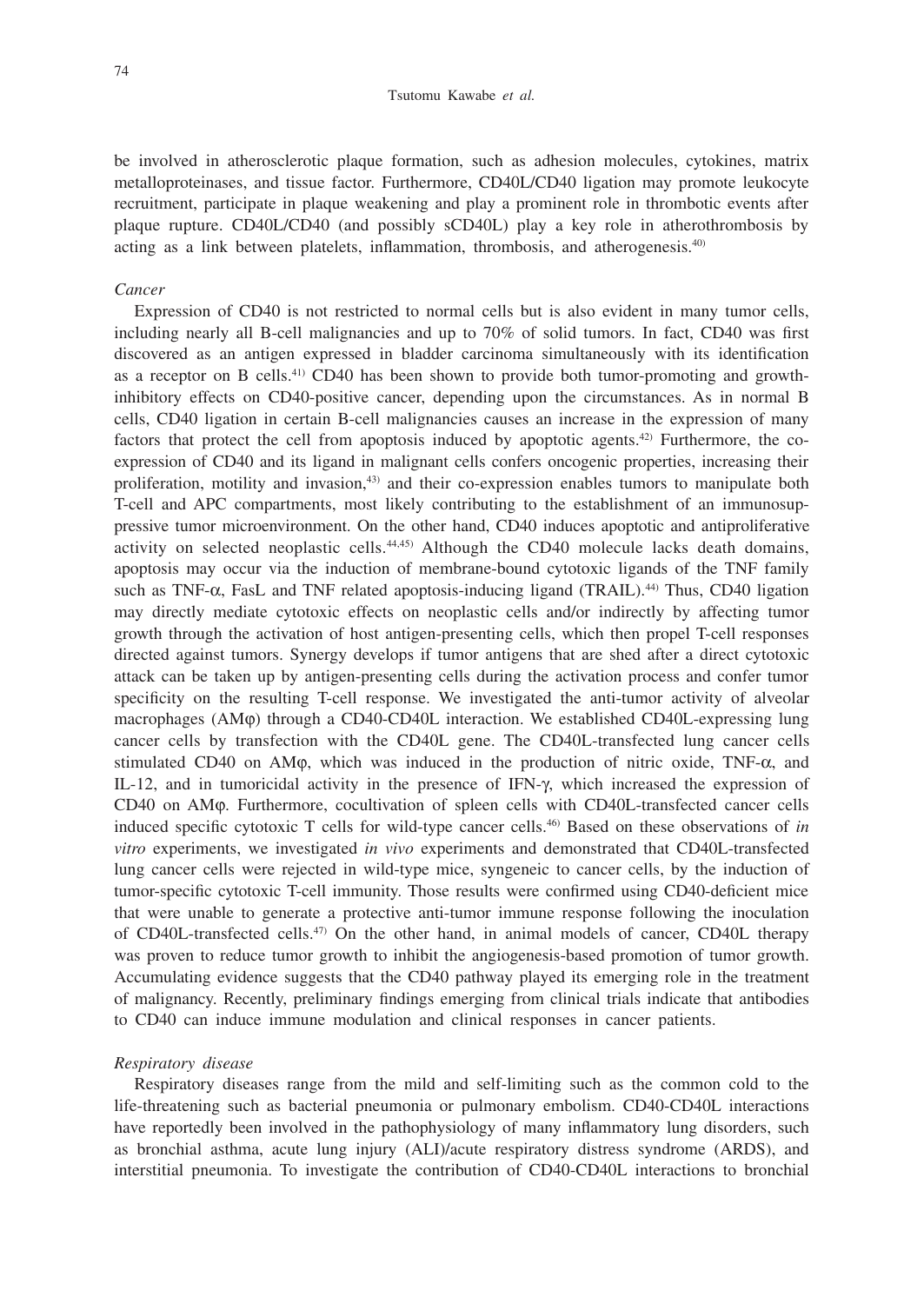be involved in atherosclerotic plaque formation, such as adhesion molecules, cytokines, matrix metalloproteinases, and tissue factor. Furthermore, CD40L/CD40 ligation may promote leukocyte recruitment, participate in plaque weakening and play a prominent role in thrombotic events after plaque rupture. CD40L/CD40 (and possibly sCD40L) play a key role in atherothrombosis by acting as a link between platelets, inflammation, thrombosis, and atherogenesis.[40]

*Cancer*

Expression of CD40 is not restricted to normal cells but is also evident in many tumor cells, including nearly all B-cell malignancies and up to 70% of solid tumors. In fact, CD40 was first discovered as an antigen expressed in bladder carcinoma simultaneously with its identification as a receptor on B cells.[41] CD40 has been shown to provide both tumor-promoting and growth-inhibitory effects on CD40-positive cancer, depending upon the circumstances. As in normal B cells, CD40 ligation in certain B-cell malignancies causes an increase in the expression of many factors that protect the cell from apoptosis induced by apoptotic agents.[42] Furthermore, the co-expression of CD40 and its ligand in malignant cells confers oncogenic properties, increasing their proliferation, motility and invasion,[43] and their co-expression enables tumors to manipulate both T-cell and APC compartments, most likely contributing to the establishment of an immunosuppressive tumor microenvironment. On the other hand, CD40 induces apoptotic and antiproliferative activity on selected neoplastic cells.[44,45] Although the CD40 molecule lacks death domains, apoptosis may occur via the induction of membrane-bound cytotoxic ligands of the TNF family such as TNF-α, FasL and TNF related apoptosis-inducing ligand (TRAIL).[44] Thus, CD40 ligation may directly mediate cytotoxic effects on neoplastic cells and/or indirectly by affecting tumor growth through the activation of host antigen-presenting cells, which then propel T-cell responses directed against tumors. Synergy develops if tumor antigens that are shed after a direct cytotoxic attack can be taken up by antigen-presenting cells during the activation process and confer tumor specificity on the resulting T-cell response. We investigated the anti-tumor activity of alveolar macrophages (AMφ) through a CD40-CD40L interaction. We established CD40L-expressing lung cancer cells by transfection with the CD40L gene. The CD40L-transfected lung cancer cells stimulated CD40 on AMφ, which was induced in the production of nitric oxide, TNF-α, and IL-12, and in tumoricidal activity in the presence of IFN-γ, which increased the expression of CD40 on AMφ. Furthermore, cocultivation of spleen cells with CD40L-transfected cancer cells induced specific cytotoxic T cells for wild-type cancer cells.[46] Based on these observations of *in vitro* experiments, we investigated *in vivo* experiments and demonstrated that CD40L-transfected lung cancer cells were rejected in wild-type mice, syngeneic to cancer cells, by the induction of tumor-specific cytotoxic T-cell immunity. Those results were confirmed using CD40-deficient mice that were unable to generate a protective anti-tumor immune response following the inoculation of CD40L-transfected cells.[47] On the other hand, in animal models of cancer, CD40L therapy was proven to reduce tumor growth to inhibit the angiogenesis-based promotion of tumor growth. Accumulating evidence suggests that the CD40 pathway played its emerging role in the treatment of malignancy. Recently, preliminary findings emerging from clinical trials indicate that antibodies to CD40 can induce immune modulation and clinical responses in cancer patients.

*Respiratory disease*

Respiratory diseases range from the mild and self-limiting such as the common cold to the life-threatening such as bacterial pneumonia or pulmonary embolism. CD40-CD40L interactions have reportedly been involved in the pathophysiology of many inflammatory lung disorders, such as bronchial asthma, acute lung injury (ALI)/acute respiratory distress syndrome (ARDS), and interstitial pneumonia. To investigate the contribution of CD40-CD40L interactions to bronchial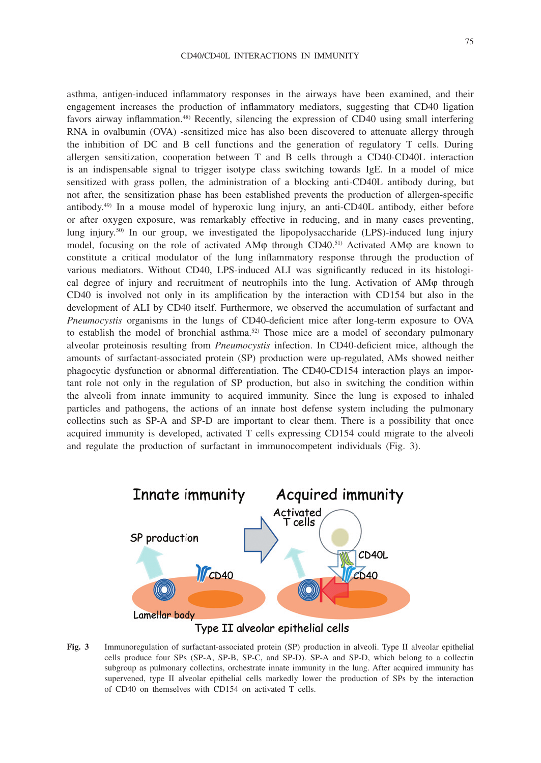asthma, antigen-induced inflammatory responses in the airways have been examined, and their engagement increases the production of inflammatory mediators, suggesting that CD40 ligation favors airway inflammation.[48] Recently, silencing the expression of CD40 using small interfering RNA in ovalbumin (OVA) -sensitized mice has also been discovered to attenuate allergy through the inhibition of DC and B cell functions and the generation of regulatory T cells. During allergen sensitization, cooperation between T and B cells through a CD40-CD40L interaction is an indispensable signal to trigger isotype class switching towards IgE. In a model of mice sensitized with grass pollen, the administration of a blocking anti-CD40L antibody during, but not after, the sensitization phase has been established prevents the production of allergen-specific antibody.[49] In a mouse model of hyperoxic lung injury, an anti-CD40L antibody, either before or after oxygen exposure, was remarkably effective in reducing, and in many cases preventing, lung injury.[50] In our group, we investigated the lipopolysaccharide (LPS)-induced lung injury model, focusing on the role of activated AMφ through CD40.[51] Activated AMφ are known to constitute a critical modulator of the lung inflammatory response through the production of various mediators. Without CD40, LPS-induced ALI was significantly reduced in its histological degree of injury and recruitment of neutrophils into the lung. Activation of AMφ through CD40 is involved not only in its amplification by the interaction with CD154 but also in the development of ALI by CD40 itself. Furthermore, we observed the accumulation of surfactant and *Pneumocystis* organisms in the lungs of CD40-deficient mice after long-term exposure to OVA to establish the model of bronchial asthma.[52] Those mice are a model of secondary pulmonary alveolar proteinosis resulting from *Pneumocystis* infection. In CD40-deficient mice, although the amounts of surfactant-associated protein (SP) production were up-regulated, AMs showed neither phagocytic dysfunction or abnormal differentiation. The CD40-CD154 interaction plays an important role not only in the regulation of SP production, but also in switching the condition within the alveoli from innate immunity to acquired immunity. Since the lung is exposed to inhaled particles and pathogens, the actions of an innate host defense system including the pulmonary collectins such as SP-A and SP-D are important to clear them. There is a possibility that once acquired immunity is developed, activated T cells expressing CD154 could migrate to the alveoli and regulate the production of surfactant in immunocompetent individuals (Fig. 3).

**Fig. 3** Immunoregulation of surfactant-associated protein (SP) production in alveoli. Type II alveolar epithelial cells produce four SPs (SP-A, SP-B, SP-C, and SP-D). SP-A and SP-D, which belong to a collectin subgroup as pulmonary collectins, orchestrate innate immunity in the lung. After acquired immunity has supervened, type II alveolar epithelial cells markedly lower the production of SPs by the interaction of CD40 on themselves with CD154 on activated T cells.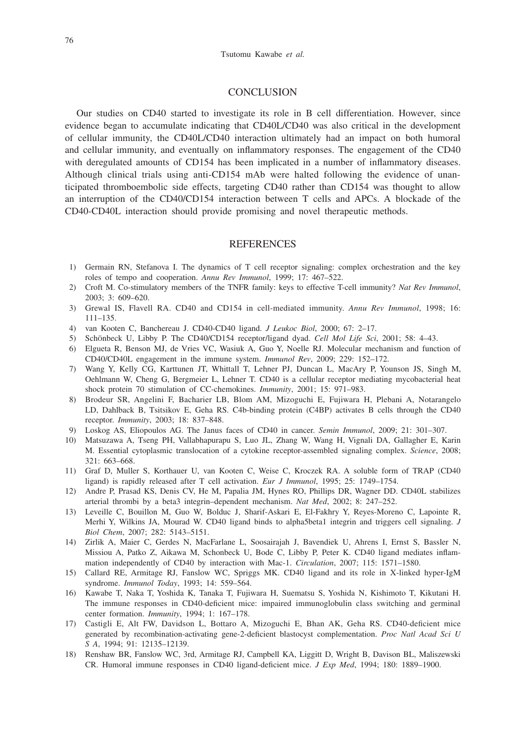## CONCLUSION

Our studies on CD40 started to investigate its role in B cell differentiation. However, since evidence began to accumulate indicating that CD40L/CD40 was also critical in the development of cellular immunity, the CD40L/CD40 interaction ultimately had an impact on both humoral and cellular immunity, and eventually on inflammatory responses. The engagement of the CD40 with deregulated amounts of CD154 has been implicated in a number of inflammatory diseases. Although clinical trials using anti-CD154 mAb were halted following the evidence of unanticipated thromboembolic side effects, targeting CD40 rather than CD154 was thought to allow an interruption of the CD40/CD154 interaction between T cells and APCs. A blockade of the CD40-CD40L interaction should provide promising and novel therapeutic methods.

## REFERENCES

1) Germain RN, Stefanova I. The dynamics of T cell receptor signaling: complex orchestration and the key roles of tempo and cooperation. *Annu Rev Immunol*, 1999; 17: 467–522.
2) Croft M. Co-stimulatory members of the TNFR family: keys to effective T-cell immunity? *Nat Rev Immunol*, 2003; 3: 609–620.
3) Grewal IS, Flavell RA. CD40 and CD154 in cell-mediated immunity. *Annu Rev Immunol*, 1998; 16: 111–135.
4) van Kooten C, Banchereau J. CD40-CD40 ligand. *J Leukoc Biol*, 2000; 67: 2–17.
5) Schönbeck U, Libby P. The CD40/CD154 receptor/ligand dyad. *Cell Mol Life Sci*, 2001; 58: 4–43.
6) Elgueta R, Benson MJ, de Vries VC, Wasiuk A, Guo Y, Noelle RJ. Molecular mechanism and function of CD40/CD40L engagement in the immune system. *Immunol Rev*, 2009; 229: 152–172.
7) Wang Y, Kelly CG, Karttunen JT, Whittall T, Lehner PJ, Duncan L, MacAry P, Younson JS, Singh M, Oehlmann W, Cheng G, Bergmeier L, Lehner T. CD40 is a cellular receptor mediating mycobacterial heat shock protein 70 stimulation of CC-chemokines. *Immunity*, 2001; 15: 971–983.
8) Brodeur SR, Angelini F, Bacharier LB, Blom AM, Mizoguchi E, Fujiwara H, Plebani A, Notarangelo LD, Dahlback B, Tsitsikov E, Geha RS. C4b-binding protein (C4BP) activates B cells through the CD40 receptor. *Immunity*, 2003; 18: 837–848.
9) Loskog AS, Eliopoulos AG. The Janus faces of CD40 in cancer. *Semin Immunol*, 2009; 21: 301–307.
10) Matsuzawa A, Tseng PH, Vallabhapurapu S, Luo JL, Zhang W, Wang H, Vignali DA, Gallagher E, Karin M. Essential cytoplasmic translocation of a cytokine receptor-assembled signaling complex. *Science*, 2008; 321: 663–668.
11) Graf D, Muller S, Korthauer U, van Kooten C, Weise C, Kroczek RA. A soluble form of TRAP (CD40 ligand) is rapidly released after T cell activation. *Eur J Immunol*, 1995; 25: 1749–1754.
12) Andre P, Prasad KS, Denis CV, He M, Papalia JM, Hynes RO, Phillips DR, Wagner DD. CD40L stabilizes arterial thrombi by a beta3 integrin–dependent mechanism. *Nat Med*, 2002; 8: 247–252.
13) Leveille C, Bouillon M, Guo W, Bolduc J, Sharif-Askari E, El-Fakhry Y, Reyes-Moreno C, Lapointe R, Merhi Y, Wilkins JA, Mourad W. CD40 ligand binds to alpha5beta1 integrin and triggers cell signaling. *J Biol Chem*, 2007; 282: 5143–5151.
14) Zirlik A, Maier C, Gerdes N, MacFarlane L, Soosairajah J, Bavendiek U, Ahrens I, Ernst S, Bassler N, Missiou A, Patko Z, Aikawa M, Schonbeck U, Bode C, Libby P, Peter K. CD40 ligand mediates inflammation independently of CD40 by interaction with Mac-1. *Circulation*, 2007; 115: 1571–1580.
15) Callard RE, Armitage RJ, Fanslow WC, Spriggs MK. CD40 ligand and its role in X-linked hyper-IgM syndrome. *Immunol Today*, 1993; 14: 559–564.
16) Kawabe T, Naka T, Yoshida K, Tanaka T, Fujiwara H, Suematsu S, Yoshida N, Kishimoto T, Kikutani H. The immune responses in CD40-deficient mice: impaired immunoglobulin class switching and germinal center formation. *Immunity*, 1994; 1: 167–178.
17) Castigli E, Alt FW, Davidson L, Bottaro A, Mizoguchi E, Bhan AK, Geha RS. CD40-deficient mice generated by recombination-activating gene-2-deficient blastocyst complementation. *Proc Natl Acad Sci U S A*, 1994; 91: 12135–12139.
18) Renshaw BR, Fanslow WC, 3rd, Armitage RJ, Campbell KA, Liggitt D, Wright B, Davison BL, Maliszewski CR. Humoral immune responses in CD40 ligand-deficient mice. *J Exp Med*, 1994; 180: 1889–1900.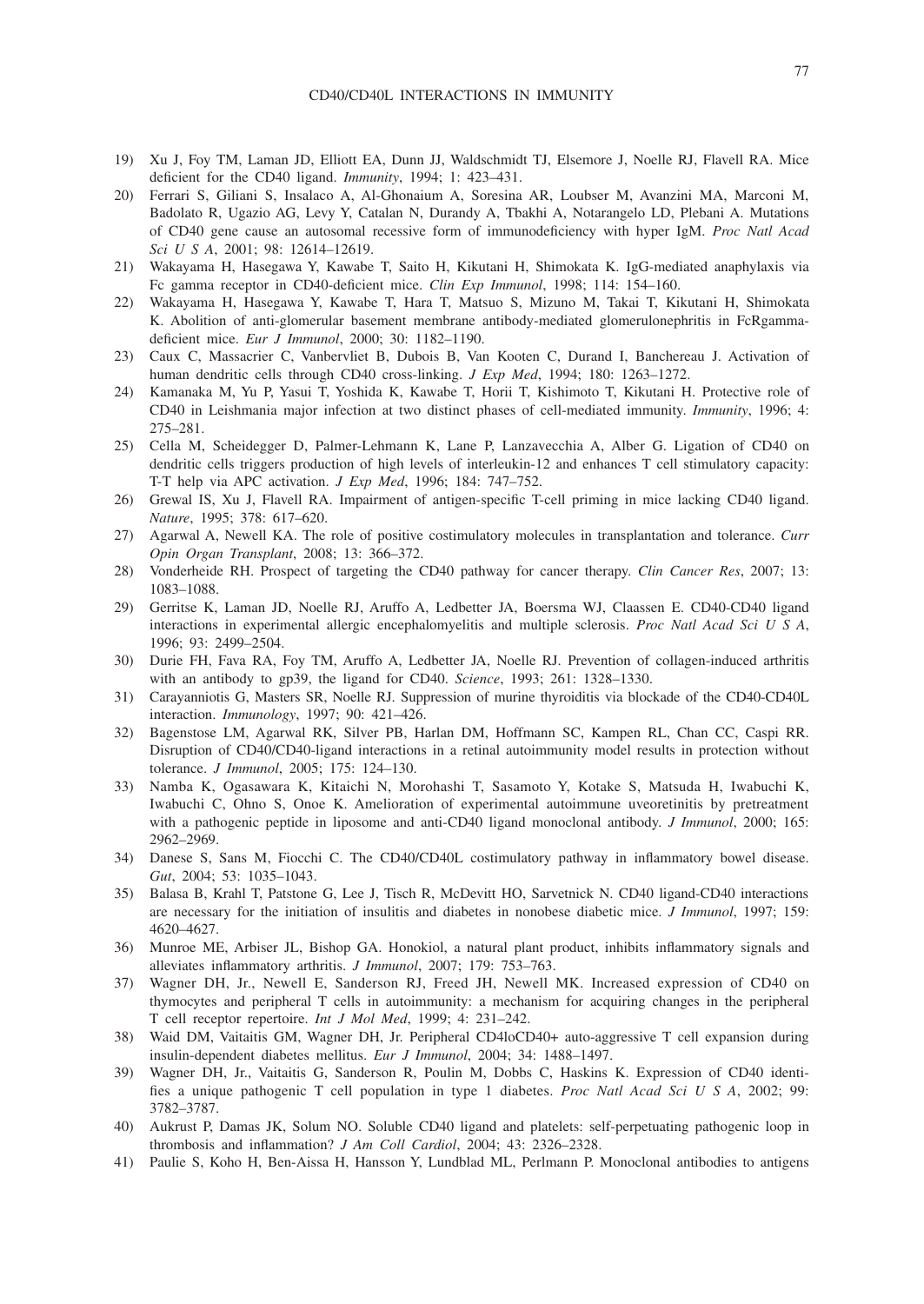19) Xu J, Foy TM, Laman JD, Elliott EA, Dunn JJ, Waldschmidt TJ, Elsemore J, Noelle RJ, Flavell RA. Mice deficient for the CD40 ligand. *Immunity*, 1994; 1: 423–431.
20) Ferrari S, Giliani S, Insalaco A, Al-Ghonaium A, Soresina AR, Loubser M, Avanzini MA, Marconi M, Badolato R, Ugazio AG, Levy Y, Catalan N, Durandy A, Tbakhi A, Notarangelo LD, Plebani A. Mutations of CD40 gene cause an autosomal recessive form of immunodeficiency with hyper IgM. *Proc Natl Acad Sci U S A*, 2001; 98: 12614–12619.
21) Wakayama H, Hasegawa Y, Kawabe T, Saito H, Kikutani H, Shimokata K. IgG-mediated anaphylaxis via Fc gamma receptor in CD40-deficient mice. *Clin Exp Immunol*, 1998; 114: 154–160.
22) Wakayama H, Hasegawa Y, Kawabe T, Hara T, Matsuo S, Mizuno M, Takai T, Kikutani H, Shimokata K. Abolition of anti-glomerular basement membrane antibody-mediated glomerulonephritis in FcRgamma-deficient mice. *Eur J Immunol*, 2000; 30: 1182–1190.
23) Caux C, Massacrier C, Vanbervliet B, Dubois B, Van Kooten C, Durand I, Banchereau J. Activation of human dendritic cells through CD40 cross-linking. *J Exp Med*, 1994; 180: 1263–1272.
24) Kamanaka M, Yu P, Yasui T, Yoshida K, Kawabe T, Horii T, Kishimoto T, Kikutani H. Protective role of CD40 in Leishmania major infection at two distinct phases of cell-mediated immunity. *Immunity*, 1996; 4: 275–281.
25) Cella M, Scheidegger D, Palmer-Lehmann K, Lane P, Lanzavecchia A, Alber G. Ligation of CD40 on dendritic cells triggers production of high levels of interleukin-12 and enhances T cell stimulatory capacity: T-T help via APC activation. *J Exp Med*, 1996; 184: 747–752.
26) Grewal IS, Xu J, Flavell RA. Impairment of antigen-specific T-cell priming in mice lacking CD40 ligand. *Nature*, 1995; 378: 617–620.
27) Agarwal A, Newell KA. The role of positive costimulatory molecules in transplantation and tolerance. *Curr Opin Organ Transplant*, 2008; 13: 366–372.
28) Vonderheide RH. Prospect of targeting the CD40 pathway for cancer therapy. *Clin Cancer Res*, 2007; 13: 1083–1088.
29) Gerritse K, Laman JD, Noelle RJ, Aruffo A, Ledbetter JA, Boersma WJ, Claassen E. CD40-CD40 ligand interactions in experimental allergic encephalomyelitis and multiple sclerosis. *Proc Natl Acad Sci U S A*, 1996; 93: 2499–2504.
30) Durie FH, Fava RA, Foy TM, Aruffo A, Ledbetter JA, Noelle RJ. Prevention of collagen-induced arthritis with an antibody to gp39, the ligand for CD40. *Science*, 1993; 261: 1328–1330.
31) Carayanniotis G, Masters SR, Noelle RJ. Suppression of murine thyroiditis via blockade of the CD40-CD40L interaction. *Immunology*, 1997; 90: 421–426.
32) Bagenstose LM, Agarwal RK, Silver PB, Harlan DM, Hoffmann SC, Kampen RL, Chan CC, Caspi RR. Disruption of CD40/CD40-ligand interactions in a retinal autoimmunity model results in protection without tolerance. *J Immunol*, 2005; 175: 124–130.
33) Namba K, Ogasawara K, Kitaichi N, Morohashi T, Sasamoto Y, Kotake S, Matsuda H, Iwabuchi K, Iwabuchi C, Ohno S, Onoe K. Amelioration of experimental autoimmune uveoretinitis by pretreatment with a pathogenic peptide in liposome and anti-CD40 ligand monoclonal antibody. *J Immunol*, 2000; 165: 2962–2969.
34) Danese S, Sans M, Fiocchi C. The CD40/CD40L costimulatory pathway in inflammatory bowel disease. *Gut*, 2004; 53: 1035–1043.
35) Balasa B, Krahl T, Patstone G, Lee J, Tisch R, McDevitt HO, Sarvetnick N. CD40 ligand-CD40 interactions are necessary for the initiation of insulitis and diabetes in nonobese diabetic mice. *J Immunol*, 1997; 159: 4620–4627.
36) Munroe ME, Arbiser JL, Bishop GA. Honokiol, a natural plant product, inhibits inflammatory signals and alleviates inflammatory arthritis. *J Immunol*, 2007; 179: 753–763.
37) Wagner DH, Jr., Newell E, Sanderson RJ, Freed JH, Newell MK. Increased expression of CD40 on thymocytes and peripheral T cells in autoimmunity: a mechanism for acquiring changes in the peripheral T cell receptor repertoire. *Int J Mol Med*, 1999; 4: 231–242.
38) Waid DM, Vaitaitis GM, Wagner DH, Jr. Peripheral CD4loCD40+ auto-aggressive T cell expansion during insulin-dependent diabetes mellitus. *Eur J Immunol*, 2004; 34: 1488–1497.
39) Wagner DH, Jr., Vaitaitis G, Sanderson R, Poulin M, Dobbs C, Haskins K. Expression of CD40 identifies a unique pathogenic T cell population in type 1 diabetes. *Proc Natl Acad Sci U S A*, 2002; 99: 3782–3787.
40) Aukrust P, Damas JK, Solum NO. Soluble CD40 ligand and platelets: self-perpetuating pathogenic loop in thrombosis and inflammation? *J Am Coll Cardiol*, 2004; 43: 2326–2328.
41) Paulie S, Koho H, Ben-Aissa H, Hansson Y, Lundblad ML, Perlmann P. Monoclonal antibodies to antigens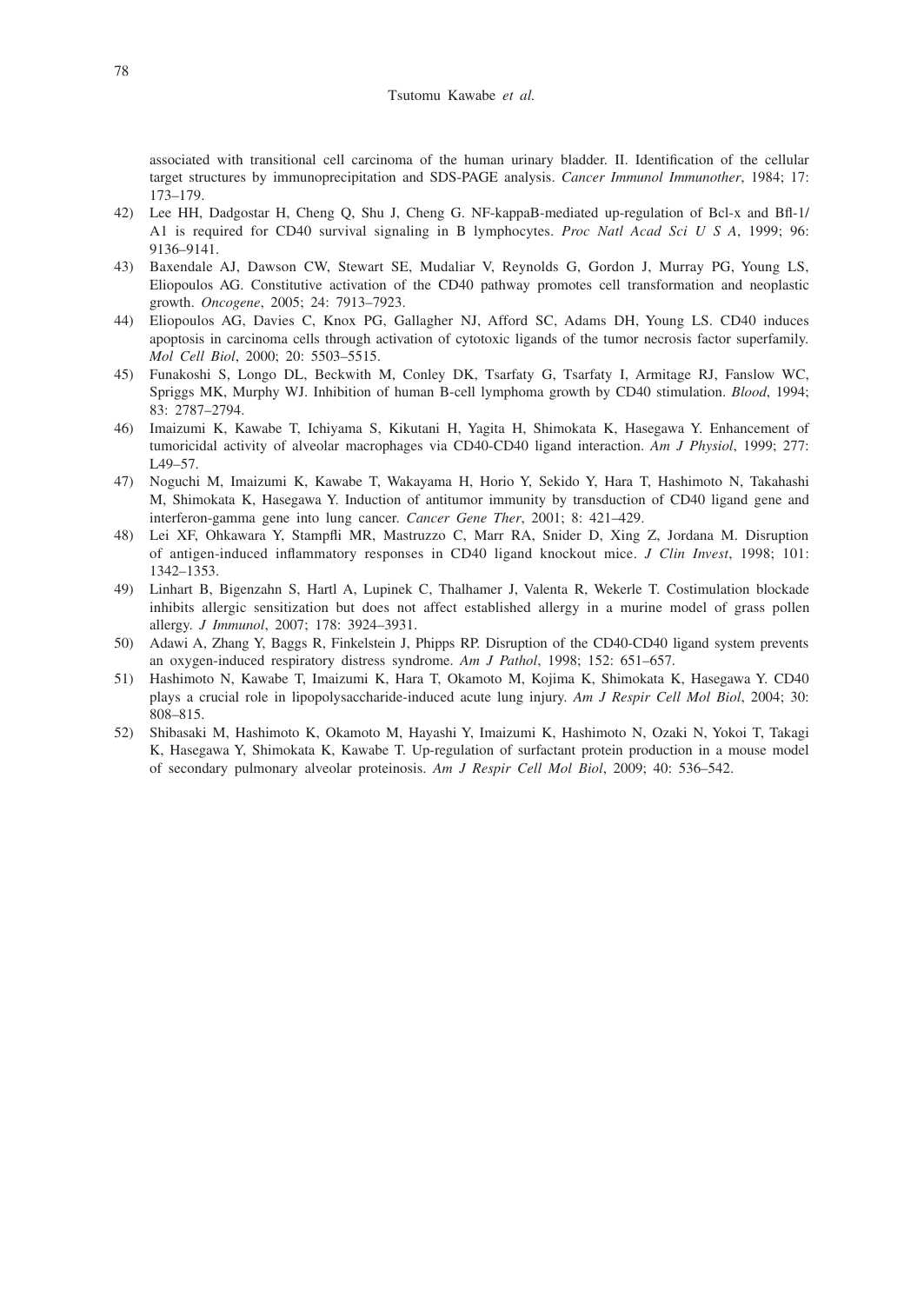associated with transitional cell carcinoma of the human urinary bladder. II. Identification of the cellular target structures by immunoprecipitation and SDS-PAGE analysis. *Cancer Immunol Immunother*, 1984; 17: 173–179.

42) Lee HH, Dadgostar H, Cheng Q, Shu J, Cheng G. NF-kappaB-mediated up-regulation of Bcl-x and Bfl-1/A1 is required for CD40 survival signaling in B lymphocytes. *Proc Natl Acad Sci U S A*, 1999; 96: 9136–9141.

43) Baxendale AJ, Dawson CW, Stewart SE, Mudaliar V, Reynolds G, Gordon J, Murray PG, Young LS, Eliopoulos AG. Constitutive activation of the CD40 pathway promotes cell transformation and neoplastic growth. *Oncogene*, 2005; 24: 7913–7923.

44) Eliopoulos AG, Davies C, Knox PG, Gallagher NJ, Afford SC, Adams DH, Young LS. CD40 induces apoptosis in carcinoma cells through activation of cytotoxic ligands of the tumor necrosis factor superfamily. *Mol Cell Biol*, 2000; 20: 5503–5515.

45) Funakoshi S, Longo DL, Beckwith M, Conley DK, Tsarfaty G, Tsarfaty I, Armitage RJ, Fanslow WC, Spriggs MK, Murphy WJ. Inhibition of human B-cell lymphoma growth by CD40 stimulation. *Blood*, 1994; 83: 2787–2794.

46) Imaizumi K, Kawabe T, Ichiyama S, Kikutani H, Yagita H, Shimokata K, Hasegawa Y. Enhancement of tumoricidal activity of alveolar macrophages via CD40-CD40 ligand interaction. *Am J Physiol*, 1999; 277: L49–57.

47) Noguchi M, Imaizumi K, Kawabe T, Wakayama H, Horio Y, Sekido Y, Hara T, Hashimoto N, Takahashi M, Shimokata K, Hasegawa Y. Induction of antitumor immunity by transduction of CD40 ligand gene and interferon-gamma gene into lung cancer. *Cancer Gene Ther*, 2001; 8: 421–429.

48) Lei XF, Ohkawara Y, Stampfli MR, Mastruzzo C, Marr RA, Snider D, Xing Z, Jordana M. Disruption of antigen-induced inflammatory responses in CD40 ligand knockout mice. *J Clin Invest*, 1998; 101: 1342–1353.

49) Linhart B, Bigenzahn S, Hartl A, Lupinek C, Thalhamer J, Valenta R, Wekerle T. Costimulation blockade inhibits allergic sensitization but does not affect established allergy in a murine model of grass pollen allergy. *J Immunol*, 2007; 178: 3924–3931.

50) Adawi A, Zhang Y, Baggs R, Finkelstein J, Phipps RP. Disruption of the CD40-CD40 ligand system prevents an oxygen-induced respiratory distress syndrome. *Am J Pathol*, 1998; 152: 651–657.

51) Hashimoto N, Kawabe T, Imaizumi K, Hara T, Okamoto M, Kojima K, Shimokata K, Hasegawa Y. CD40 plays a crucial role in lipopolysaccharide-induced acute lung injury. *Am J Respir Cell Mol Biol*, 2004; 30: 808–815.

52) Shibasaki M, Hashimoto K, Okamoto M, Hayashi Y, Imaizumi K, Hashimoto N, Ozaki N, Yokoi T, Takagi K, Hasegawa Y, Shimokata K, Kawabe T. Up-regulation of surfactant protein production in a mouse model of secondary pulmonary alveolar proteinosis. *Am J Respir Cell Mol Biol*, 2009; 40: 536–542.